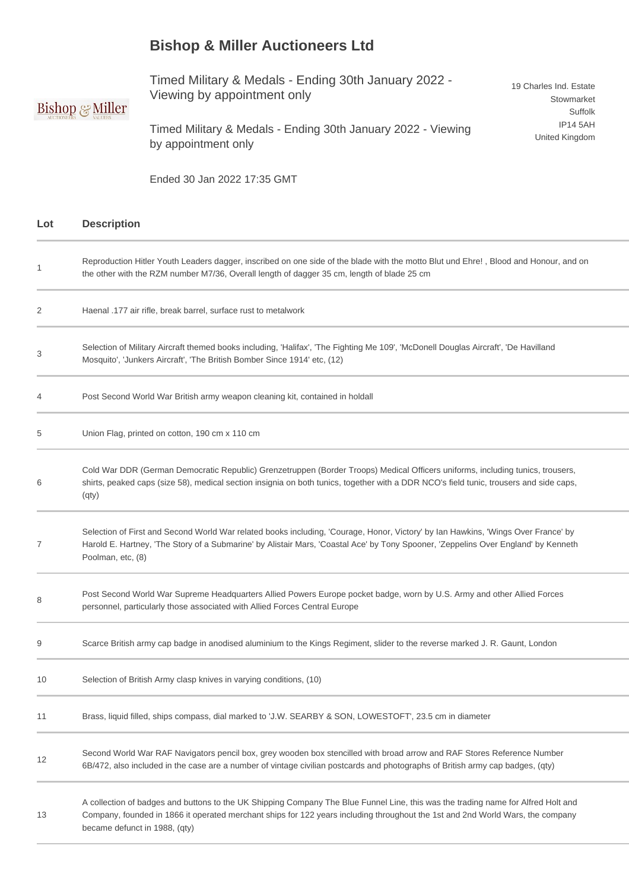# Bishop & Miller Auctioneers Ltd

Timed Military & Medals - Ending 30th January 2022 - Viewing by appointment only

Timed Military & Medals - Ending 30th January 2022 - Viewing by appointment only

Ended 30 Jan 2022 17:35 GMT

19 Charles Ind. Estate
Stowmarket
Suffolk
IP14 5AH
United Kingdom

| Lot | Description |
|---|---|
| 1 | Reproduction Hitler Youth Leaders dagger, inscribed on one side of the blade with the motto Blut und Ehre! , Blood and Honour, and on the other with the RZM number M7/36, Overall length of dagger 35 cm, length of blade 25 cm |
| 2 | Haenal .177 air rifle, break barrel, surface rust to metalwork |
| 3 | Selection of Military Aircraft themed books including, 'Halifax', 'The Fighting Me 109', 'McDonell Douglas Aircraft', 'De Havilland Mosquito', 'Junkers Aircraft', 'The British Bomber Since 1914' etc, (12) |
| 4 | Post Second World War British army weapon cleaning kit, contained in holdall |
| 5 | Union Flag, printed on cotton, 190 cm x 110 cm |
| 6 | Cold War DDR (German Democratic Republic) Grenzetruppen (Border Troops) Medical Officers uniforms, including tunics, trousers, shirts, peaked caps (size 58), medical section insignia on both tunics, together with a DDR NCO's field tunic, trousers and side caps, (qty) |
| 7 | Selection of First and Second World War related books including, 'Courage, Honor, Victory' by Ian Hawkins, 'Wings Over France' by Harold E. Hartney, 'The Story of a Submarine' by Alistair Mars, 'Coastal Ace' by Tony Spooner, 'Zeppelins Over England' by Kenneth Poolman, etc, (8) |
| 8 | Post Second World War Supreme Headquarters Allied Powers Europe pocket badge, worn by U.S. Army and other Allied Forces personnel, particularly those associated with Allied Forces Central Europe |
| 9 | Scarce British army cap badge in anodised aluminium to the Kings Regiment, slider to the reverse marked J. R. Gaunt, London |
| 10 | Selection of British Army clasp knives in varying conditions, (10) |
| 11 | Brass, liquid filled, ships compass, dial marked to 'J.W. SEARBY & SON, LOWESTOFT', 23.5 cm in diameter |
| 12 | Second World War RAF Navigators pencil box, grey wooden box stencilled with broad arrow and RAF Stores Reference Number 6B/472, also included in the case are a number of vintage civilian postcards and photographs of British army cap badges, (qty) |
| 13 | A collection of badges and buttons to the UK Shipping Company The Blue Funnel Line, this was the trading name for Alfred Holt and Company, founded in 1866 it operated merchant ships for 122 years including throughout the 1st and 2nd World Wars, the company became defunct in 1988, (qty) |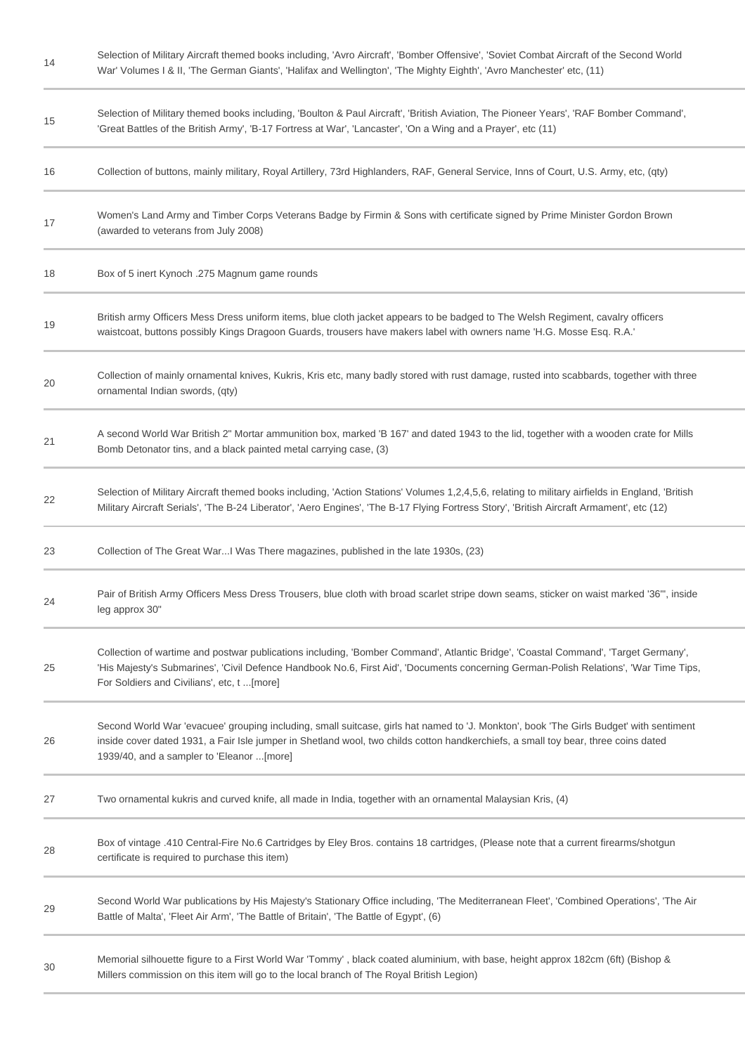| | |
|---|---|
| 14 | Selection of Military Aircraft themed books including, 'Avro Aircraft', 'Bomber Offensive', 'Soviet Combat Aircraft of the Second World War' Volumes I & II, 'The German Giants', 'Halifax and Wellington', 'The Mighty Eighth', 'Avro Manchester' etc, (11) |
| 15 | Selection of Military themed books including, 'Boulton & Paul Aircraft', 'British Aviation, The Pioneer Years', 'RAF Bomber Command', 'Great Battles of the British Army', 'B-17 Fortress at War', 'Lancaster', 'On a Wing and a Prayer', etc (11) |
| 16 | Collection of buttons, mainly military, Royal Artillery, 73rd Highlanders, RAF, General Service, Inns of Court, U.S. Army, etc, (qty) |
| 17 | Women's Land Army and Timber Corps Veterans Badge by Firmin & Sons with certificate signed by Prime Minister Gordon Brown (awarded to veterans from July 2008) |
| 18 | Box of 5 inert Kynoch .275 Magnum game rounds |
| 19 | British army Officers Mess Dress uniform items, blue cloth jacket appears to be badged to The Welsh Regiment, cavalry officers waistcoat, buttons possibly Kings Dragoon Guards, trousers have makers label with owners name 'H.G. Mosse Esq. R.A.' |
| 20 | Collection of mainly ornamental knives, Kukris, Kris etc, many badly stored with rust damage, rusted into scabbards, together with three ornamental Indian swords, (qty) |
| 21 | A second World War British 2" Mortar ammunition box, marked 'B 167' and dated 1943 to the lid, together with a wooden crate for Mills Bomb Detonator tins, and a black painted metal carrying case, (3) |
| 22 | Selection of Military Aircraft themed books including, 'Action Stations' Volumes 1,2,4,5,6, relating to military airfields in England, 'British Military Aircraft Serials', 'The B-24 Liberator', 'Aero Engines', 'The B-17 Flying Fortress Story', 'British Aircraft Armament', etc (12) |
| 23 | Collection of The Great War...I Was There magazines, published in the late 1930s, (23) |
| 24 | Pair of British Army Officers Mess Dress Trousers, blue cloth with broad scarlet stripe down seams, sticker on waist marked '36"', inside leg approx 30" |
| 25 | Collection of wartime and postwar publications including, 'Bomber Command', Atlantic Bridge', 'Coastal Command', 'Target Germany', 'His Majesty's Submarines', 'Civil Defence Handbook No.6, First Aid', 'Documents concerning German-Polish Relations', 'War Time Tips, For Soldiers and Civilians', etc, t ...[more] |
| 26 | Second World War 'evacuee' grouping including, small suitcase, girls hat named to 'J. Monkton', book 'The Girls Budget' with sentiment inside cover dated 1931, a Fair Isle jumper in Shetland wool, two childs cotton handkerchiefs, a small toy bear, three coins dated 1939/40, and a sampler to 'Eleanor ...[more] |
| 27 | Two ornamental kukris and curved knife, all made in India, together with an ornamental Malaysian Kris, (4) |
| 28 | Box of vintage .410 Central-Fire No.6 Cartridges by Eley Bros. contains 18 cartridges, (Please note that a current firearms/shotgun certificate is required to purchase this item) |
| 29 | Second World War publications by His Majesty's Stationary Office including, 'The Mediterranean Fleet', 'Combined Operations', 'The Air Battle of Malta', 'Fleet Air Arm', 'The Battle of Britain', 'The Battle of Egypt', (6) |
| 30 | Memorial silhouette figure to a First World War 'Tommy' , black coated aluminium, with base, height approx 182cm (6ft) (Bishop & Millers commission on this item will go to the local branch of The Royal British Legion) |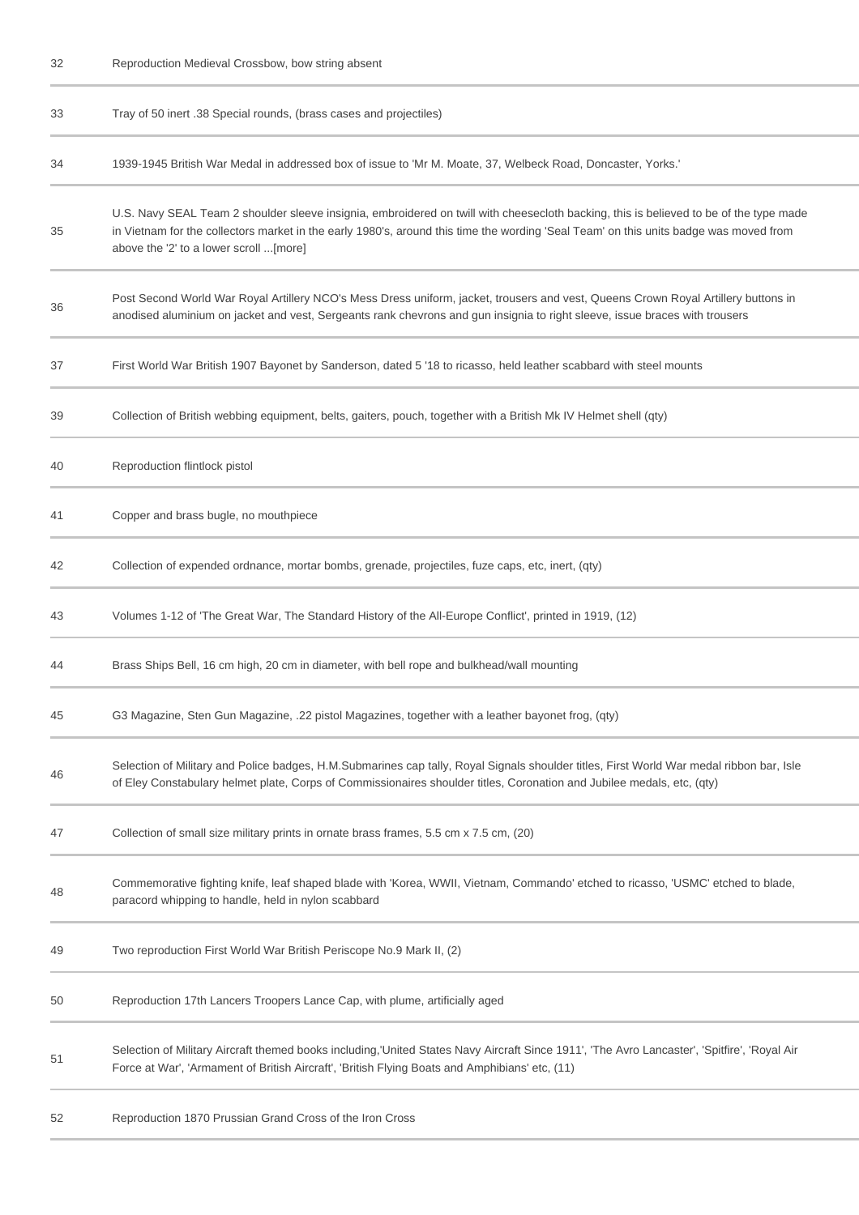| | |
|---|---|
| 32 | Reproduction Medieval Crossbow, bow string absent |
| 33 | Tray of 50 inert .38 Special rounds, (brass cases and projectiles) |
| 34 | 1939-1945 British War Medal in addressed box of issue to 'Mr M. Moate, 37, Welbeck Road, Doncaster, Yorks.' |
| 35 | U.S. Navy SEAL Team 2 shoulder sleeve insignia, embroidered on twill with cheesecloth backing, this is believed to be of the type made in Vietnam for the collectors market in the early 1980's, around this time the wording 'Seal Team' on this units badge was moved from above the '2' to a lower scroll ...[more] |
| 36 | Post Second World War Royal Artillery NCO's Mess Dress uniform, jacket, trousers and vest, Queens Crown Royal Artillery buttons in anodised aluminium on jacket and vest, Sergeants rank chevrons and gun insignia to right sleeve, issue braces with trousers |
| 37 | First World War British 1907 Bayonet by Sanderson, dated 5 '18 to ricasso, held leather scabbard with steel mounts |
| 39 | Collection of British webbing equipment, belts, gaiters, pouch, together with a British Mk IV Helmet shell (qty) |
| 40 | Reproduction flintlock pistol |
| 41 | Copper and brass bugle, no mouthpiece |
| 42 | Collection of expended ordnance, mortar bombs, grenade, projectiles, fuze caps, etc, inert, (qty) |
| 43 | Volumes 1-12 of 'The Great War, The Standard History of the All-Europe Conflict', printed in 1919, (12) |
| 44 | Brass Ships Bell, 16 cm high, 20 cm in diameter, with bell rope and bulkhead/wall mounting |
| 45 | G3 Magazine, Sten Gun Magazine, .22 pistol Magazines, together with a leather bayonet frog, (qty) |
| 46 | Selection of Military and Police badges, H.M.Submarines cap tally, Royal Signals shoulder titles, First World War medal ribbon bar, Isle of Eley Constabulary helmet plate, Corps of Commissionaires shoulder titles, Coronation and Jubilee medals, etc, (qty) |
| 47 | Collection of small size military prints in ornate brass frames, 5.5 cm x 7.5 cm, (20) |
| 48 | Commemorative fighting knife, leaf shaped blade with 'Korea, WWII, Vietnam, Commando' etched to ricasso, 'USMC' etched to blade, paracord whipping to handle, held in nylon scabbard |
| 49 | Two reproduction First World War British Periscope No.9 Mark II, (2) |
| 50 | Reproduction 17th Lancers Troopers Lance Cap, with plume, artificially aged |
| 51 | Selection of Military Aircraft themed books including,'United States Navy Aircraft Since 1911', 'The Avro Lancaster', 'Spitfire', 'Royal Air Force at War', 'Armament of British Aircraft', 'British Flying Boats and Amphibians' etc, (11) |
| 52 | Reproduction 1870 Prussian Grand Cross of the Iron Cross |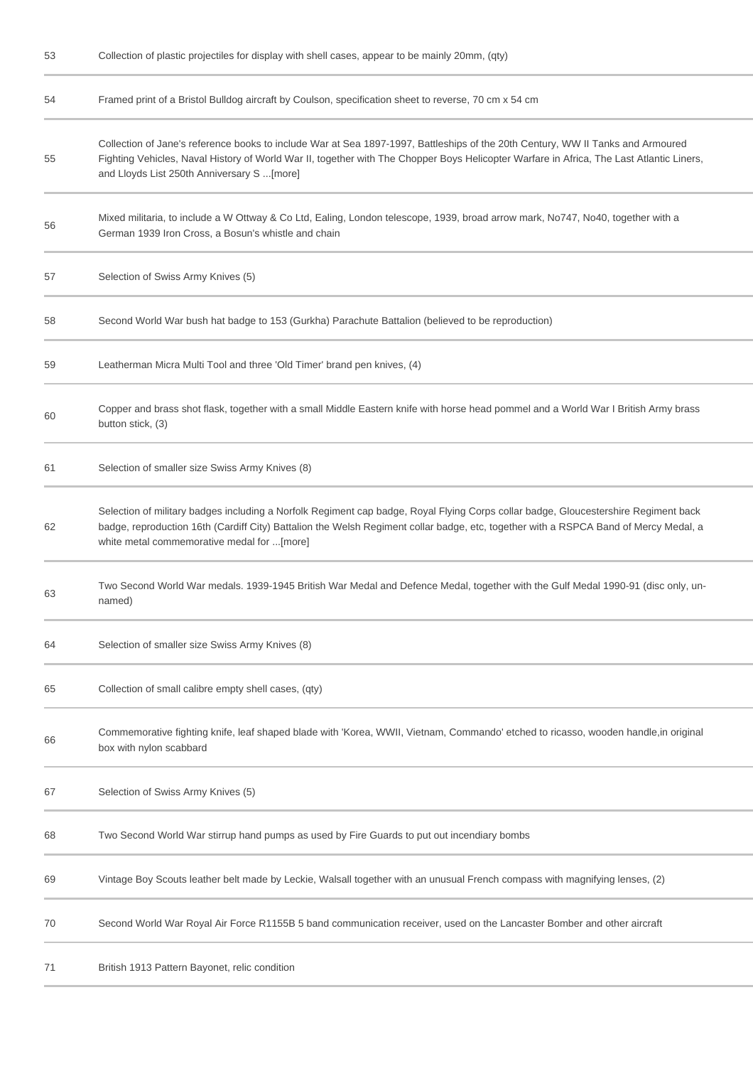| | |
|---|---|
| 53 | Collection of plastic projectiles for display with shell cases, appear to be mainly 20mm, (qty) |
| 54 | Framed print of a Bristol Bulldog aircraft by Coulson, specification sheet to reverse, 70 cm x 54 cm |
| 55 | Collection of Jane's reference books to include War at Sea 1897-1997, Battleships of the 20th Century, WW II Tanks and Armoured Fighting Vehicles, Naval History of World War II, together with The Chopper Boys Helicopter Warfare in Africa, The Last Atlantic Liners, and Lloyds List 250th Anniversary S ...[more] |
| 56 | Mixed militaria, to include a W Ottway & Co Ltd, Ealing, London telescope, 1939, broad arrow mark, No747, No40, together with a German 1939 Iron Cross, a Bosun's whistle and chain |
| 57 | Selection of Swiss Army Knives (5) |
| 58 | Second World War bush hat badge to 153 (Gurkha) Parachute Battalion (believed to be reproduction) |
| 59 | Leatherman Micra Multi Tool and three 'Old Timer' brand pen knives, (4) |
| 60 | Copper and brass shot flask, together with a small Middle Eastern knife with horse head pommel and a World War I British Army brass button stick, (3) |
| 61 | Selection of smaller size Swiss Army Knives (8) |
| 62 | Selection of military badges including a Norfolk Regiment cap badge, Royal Flying Corps collar badge, Gloucestershire Regiment back badge, reproduction 16th (Cardiff City) Battalion the Welsh Regiment collar badge, etc, together with a RSPCA Band of Mercy Medal, a white metal commemorative medal for ...[more] |
| 63 | Two Second World War medals. 1939-1945 British War Medal and Defence Medal, together with the Gulf Medal 1990-91 (disc only, un-named) |
| 64 | Selection of smaller size Swiss Army Knives (8) |
| 65 | Collection of small calibre empty shell cases, (qty) |
| 66 | Commemorative fighting knife, leaf shaped blade with 'Korea, WWII, Vietnam, Commando' etched to ricasso, wooden handle,in original box with nylon scabbard |
| 67 | Selection of Swiss Army Knives (5) |
| 68 | Two Second World War stirrup hand pumps as used by Fire Guards to put out incendiary bombs |
| 69 | Vintage Boy Scouts leather belt made by Leckie, Walsall together with an unusual French compass with magnifying lenses, (2) |
| 70 | Second World War Royal Air Force R1155B 5 band communication receiver, used on the Lancaster Bomber and other aircraft |
| 71 | British 1913 Pattern Bayonet, relic condition |